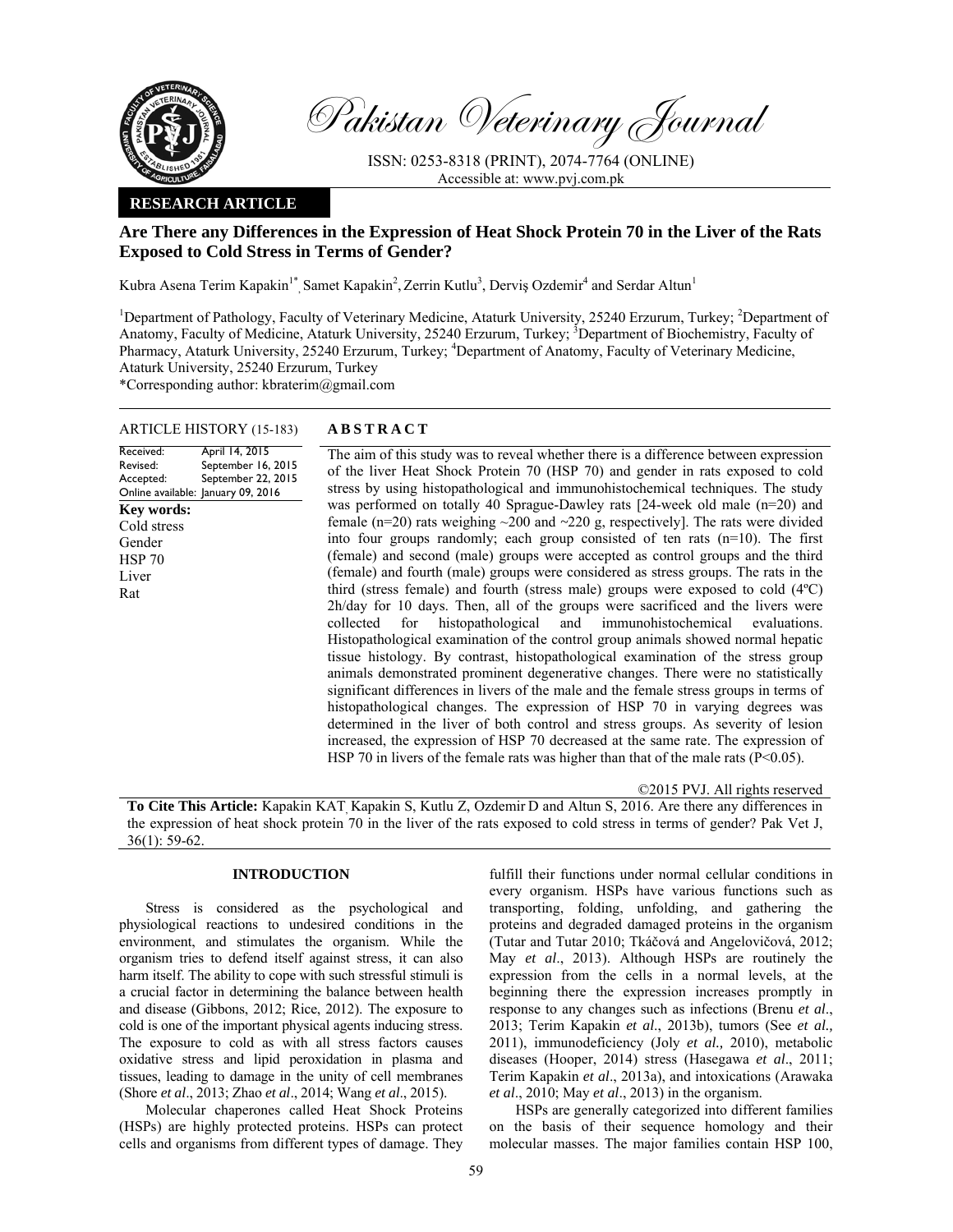# Pakistan Veterinary Journal

ISSN: 0253-8318 (PRINT), 2074-7764 (ONLINE)
Accessible at: www.pvj.com.pk

**RESEARCH ARTICLE**

## Are There any Differences in the Expression of Heat Shock Protein 70 in the Liver of the Rats Exposed to Cold Stress in Terms of Gender?

Kubra Asena Terim Kapakin[1*], Samet Kapakin[2], Zerrin Kutlu[3], Derviş Ozdemir[4] and Serdar Altun[1]

[1]Department of Pathology, Faculty of Veterinary Medicine, Ataturk University, 25240 Erzurum, Turkey; [2]Department of Anatomy, Faculty of Medicine, Ataturk University, 25240 Erzurum, Turkey; [3]Department of Biochemistry, Faculty of Pharmacy, Ataturk University, 25240 Erzurum, Turkey; [4]Department of Anatomy, Faculty of Veterinary Medicine, Ataturk University, 25240 Erzurum, Turkey

*Corresponding author: kbraterim@gmail.com

**ARTICLE HISTORY** (15-183)

Received: April 14, 2015
Revised: September 16, 2015
Accepted: September 22, 2015
Online available: January 09, 2016

**Key words:**
Cold stress
Gender
HSP 70
Liver
Rat

**ABSTRACT**

The aim of this study was to reveal whether there is a difference between expression of the liver Heat Shock Protein 70 (HSP 70) and gender in rats exposed to cold stress by using histopathological and immunohistochemical techniques. The study was performed on totally 40 Sprague-Dawley rats [24-week old male (n=20) and female (n=20) rats weighing ~200 and ~220 g, respectively]. The rats were divided into four groups randomly; each group consisted of ten rats (n=10). The first (female) and second (male) groups were accepted as control groups and the third (female) and fourth (male) groups were considered as stress groups. The rats in the third (stress female) and fourth (stress male) groups were exposed to cold (4ºC) 2h/day for 10 days. Then, all of the groups were sacrificed and the livers were collected for histopathological and immunohistochemical evaluations. Histopathological examination of the control group animals showed normal hepatic tissue histology. By contrast, histopathological examination of the stress group animals demonstrated prominent degenerative changes. There were no statistically significant differences in livers of the male and the female stress groups in terms of histopathological changes. The expression of HSP 70 in varying degrees was determined in the liver of both control and stress groups. As severity of lesion increased, the expression of HSP 70 decreased at the same rate. The expression of HSP 70 in livers of the female rats was higher than that of the male rats ($P<0.05$).

©2015 PVJ. All rights reserved

**To Cite This Article:** Kapakin KAT, Kapakin S, Kutlu Z, Ozdemir D and Altun S, 2016. Are there any differences in the expression of heat shock protein 70 in the liver of the rats exposed to cold stress in terms of gender? Pak Vet J, 36(1): 59-62.

## INTRODUCTION

Stress is considered as the psychological and physiological reactions to undesired conditions in the environment, and stimulates the organism. While the organism tries to defend itself against stress, it can also harm itself. The ability to cope with such stressful stimuli is a crucial factor in determining the balance between health and disease (Gibbons, 2012; Rice, 2012). The exposure to cold is one of the important physical agents inducing stress. The exposure to cold as with all stress factors causes oxidative stress and lipid peroxidation in plasma and tissues, leading to damage in the unity of cell membranes (Shore *et al*., 2013; Zhao *et al*., 2014; Wang *et al*., 2015).

Molecular chaperones called Heat Shock Proteins (HSPs) are highly protected proteins. HSPs can protect cells and organisms from different types of damage. They fulfill their functions under normal cellular conditions in every organism. HSPs have various functions such as transporting, folding, unfolding, and gathering the proteins and degraded damaged proteins in the organism (Tutar and Tutar 2010; Tkáčová and Angelovičová, 2012; May *et al*., 2013). Although HSPs are routinely the expression from the cells in a normal levels, at the beginning there the expression increases promptly in response to any changes such as infections (Brenu *et al*., 2013; Terim Kapakin *et al*., 2013b), tumors (See *et al.,* 2011), immunodeficiency (Joly *et al.,* 2010), metabolic diseases (Hooper, 2014) stress (Hasegawa *et al*., 2011; Terim Kapakin *et al*., 2013a), and intoxications (Arawaka *et al*., 2010; May *et al*., 2013) in the organism.

HSPs are generally categorized into different families on the basis of their sequence homology and their molecular masses. The major families contain HSP 100,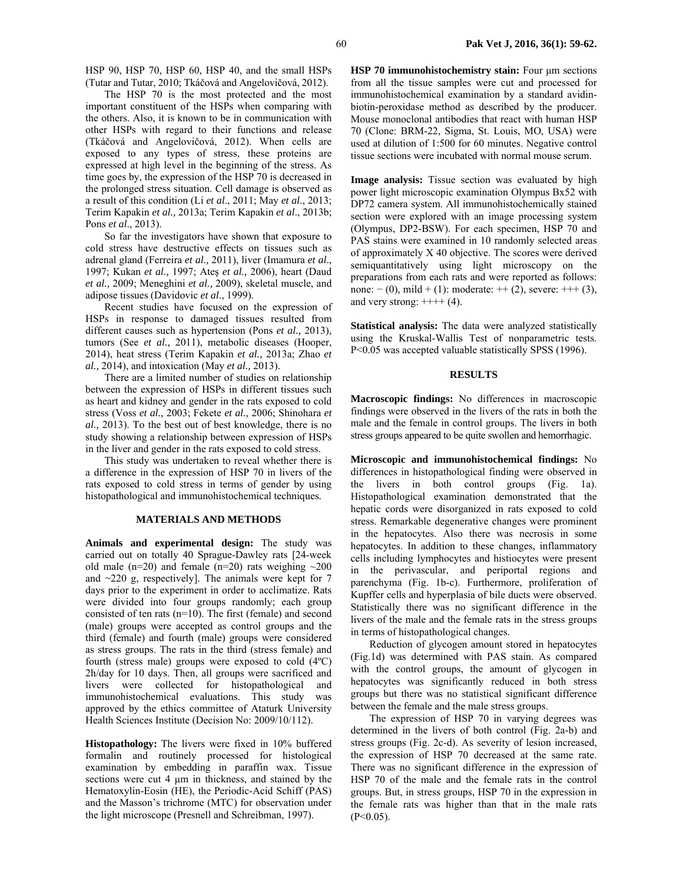HSP 90, HSP 70, HSP 60, HSP 40, and the small HSPs (Tutar and Tutar, 2010; Tkáčová and Angelovičová, 2012).

The HSP 70 is the most protected and the most important constituent of the HSPs when comparing with the others. Also, it is known to be in communication with other HSPs with regard to their functions and release (Tkáčová and Angelovičová, 2012). When cells are exposed to any types of stress, these proteins are expressed at high level in the beginning of the stress. As time goes by, the expression of the HSP 70 is decreased in the prolonged stress situation. Cell damage is observed as a result of this condition (Li *et al*., 2011; May *et al*., 2013; Terim Kapakin *et al.,* 2013a; Terim Kapakin *et al*., 2013b; Pons *et al*., 2013).

So far the investigators have shown that exposure to cold stress have destructive effects on tissues such as adrenal gland (Ferreira *et al.,* 2011), liver (Imamura *et al*., 1997; Kukan *et al.,* 1997; Ateş *et al.,* 2006), heart (Daud *et al.,* 2009; Meneghini *et al.,* 2009), skeletal muscle, and adipose tissues (Davidovic *et al*., 1999).

Recent studies have focused on the expression of HSPs in response to damaged tissues resulted from different causes such as hypertension (Pons *et al.,* 2013), tumors (See *et al.,* 2011), metabolic diseases (Hooper, 2014), heat stress (Terim Kapakin *et al.,* 2013a; Zhao *et al.,* 2014), and intoxication (May *et al.,* 2013).

There are a limited number of studies on relationship between the expression of HSPs in different tissues such as heart and kidney and gender in the rats exposed to cold stress (Voss *et al.,* 2003; Fekete *et al.,* 2006; Shinohara *et al.,* 2013). To the best out of best knowledge, there is no study showing a relationship between expression of HSPs in the liver and gender in the rats exposed to cold stress.

This study was undertaken to reveal whether there is a difference in the expression of HSP 70 in livers of the rats exposed to cold stress in terms of gender by using histopathological and immunohistochemical techniques.

## MATERIALS AND METHODS

**Animals and experimental design:** The study was carried out on totally 40 Sprague-Dawley rats [24-week old male (n=20) and female (n=20) rats weighing ~200 and ~220 g, respectively]. The animals were kept for 7 days prior to the experiment in order to acclimatize. Rats were divided into four groups randomly; each group consisted of ten rats (n=10). The first (female) and second (male) groups were accepted as control groups and the third (female) and fourth (male) groups were considered as stress groups. The rats in the third (stress female) and fourth (stress male) groups were exposed to cold (4ºC) 2h/day for 10 days. Then, all groups were sacrificed and livers were collected for histopathological and immunohistochemical evaluations. This study was approved by the ethics committee of Ataturk University Health Sciences Institute (Decision No: 2009/10/112).

**Histopathology:** The livers were fixed in 10% buffered formalin and routinely processed for histological examination by embedding in paraffin wax. Tissue sections were cut 4 µm in thickness, and stained by the Hematoxylin-Eosin (HE), the Periodic-Acid Schiff (PAS) and the Masson's trichrome (MTC) for observation under the light microscope (Presnell and Schreibman, 1997).

**HSP 70 immunohistochemistry stain:** Four µm sections from all the tissue samples were cut and processed for immunohistochemical examination by a standard avidin-biotin-peroxidase method as described by the producer. Mouse monoclonal antibodies that react with human HSP 70 (Clone: BRM-22, Sigma, St. Louis, MO, USA) were used at dilution of 1:500 for 60 minutes. Negative control tissue sections were incubated with normal mouse serum.

**Image analysis:** Tissue section was evaluated by high power light microscopic examination Olympus Bx52 with DP72 camera system. All immunohistochemically stained section were explored with an image processing system (Olympus, DP2-BSW). For each specimen, HSP 70 and PAS stains were examined in 10 randomly selected areas of approximately X 40 objective. The scores were derived semiquantitatively using light microscopy on the preparations from each rats and were reported as follows: none: − (0), mild + (1): moderate: ++ (2), severe: +++ (3), and very strong: ++++ (4).

**Statistical analysis:** The data were analyzed statistically using the Kruskal-Wallis Test of nonparametric tests. $P<0.05$ was accepted valuable statistically SPSS (1996).

## RESULTS

**Macroscopic findings:** No differences in macroscopic findings were observed in the livers of the rats in both the male and the female in control groups. The livers in both stress groups appeared to be quite swollen and hemorrhagic.

**Microscopic and immunohistochemical findings:** No differences in histopathological finding were observed in the livers in both control groups (Fig. 1a). Histopathological examination demonstrated that the hepatic cords were disorganized in rats exposed to cold stress. Remarkable degenerative changes were prominent in the hepatocytes. Also there was necrosis in some hepatocytes. In addition to these changes, inflammatory cells including lymphocytes and histiocytes were present in the perivascular, and periportal regions and parenchyma (Fig. 1b-c). Furthermore, proliferation of Kupffer cells and hyperplasia of bile ducts were observed. Statistically there was no significant difference in the livers of the male and the female rats in the stress groups in terms of histopathological changes.

Reduction of glycogen amount stored in hepatocytes (Fig.1d) was determined with PAS stain. As compared with the control groups, the amount of glycogen in hepatocytes was significantly reduced in both stress groups but there was no statistical significant difference between the female and the male stress groups.

The expression of HSP 70 in varying degrees was determined in the livers of both control (Fig. 2a-b) and stress groups (Fig. 2c-d). As severity of lesion increased, the expression of HSP 70 decreased at the same rate. There was no significant difference in the expression of HSP 70 of the male and the female rats in the control groups. But, in stress groups, HSP 70 in the expression in the female rats was higher than that in the male rats ($P<0.05$).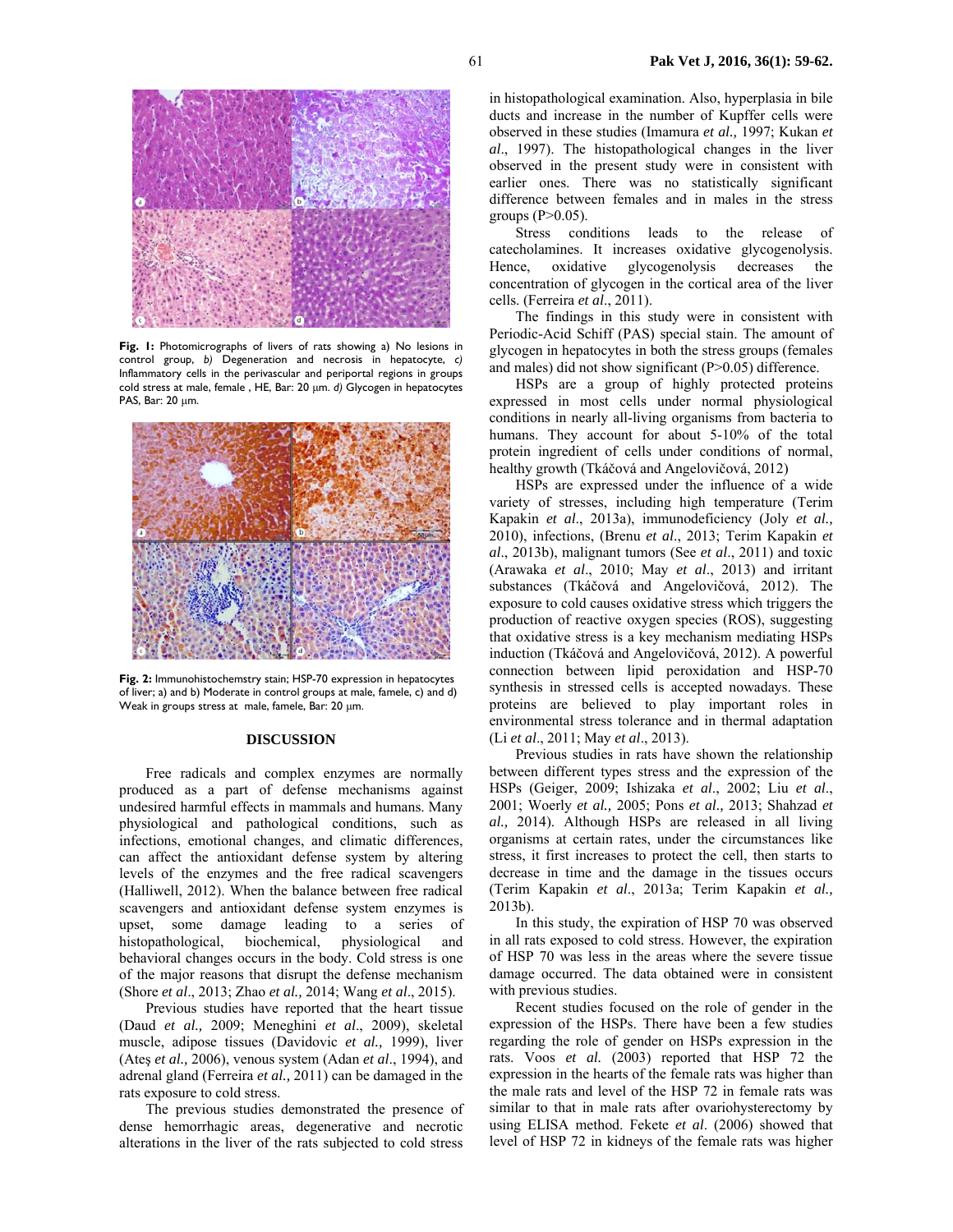**Fig. 1:** Photomicrographs of livers of rats showing a) No lesions in control group, *b)* Degeneration and necrosis in hepatocyte, *c)* Inflammatory cells in the perivascular and periportal regions in groups cold stress at male, female , HE, Bar: 20 µm. *d)* Glycogen in hepatocytes PAS, Bar: 20 µm.

**Fig. 2:** Immunohistochemstry stain; HSP-70 expression in hepatocytes of liver; a) and b) Moderate in control groups at male, famele, c) and d) Weak in groups stress at male, famele, Bar: 20 µm.

## DISCUSSION

Free radicals and complex enzymes are normally produced as a part of defense mechanisms against undesired harmful effects in mammals and humans. Many physiological and pathological conditions, such as infections, emotional changes, and climatic differences, can affect the antioxidant defense system by altering levels of the enzymes and the free radical scavengers (Halliwell, 2012). When the balance between free radical scavengers and antioxidant defense system enzymes is upset, some damage leading to a series of histopathological, biochemical, physiological and behavioral changes occurs in the body. Cold stress is one of the major reasons that disrupt the defense mechanism (Shore *et al*., 2013; Zhao *et al.,* 2014; Wang *et al*., 2015).

Previous studies have reported that the heart tissue (Daud *et al.,* 2009; Meneghini *et al*., 2009), skeletal muscle, adipose tissues (Davidovic *et al.,* 1999), liver (Ateş *et al.,* 2006), venous system (Adan *et al*., 1994), and adrenal gland (Ferreira *et al.,* 2011) can be damaged in the rats exposure to cold stress.

The previous studies demonstrated the presence of dense hemorrhagic areas, degenerative and necrotic alterations in the liver of the rats subjected to cold stress in histopathological examination. Also, hyperplasia in bile ducts and increase in the number of Kupffer cells were observed in these studies (Imamura *et al.,* 1997; Kukan *et al*., 1997). The histopathological changes in the liver observed in the present study were in consistent with earlier ones. There was no statistically significant difference between females and in males in the stress groups (P>0.05).

Stress conditions leads to the release of catecholamines. It increases oxidative glycogenolysis. Hence, oxidative glycogenolysis decreases the concentration of glycogen in the cortical area of the liver cells. (Ferreira *et al*., 2011).

The findings in this study were in consistent with Periodic-Acid Schiff (PAS) special stain. The amount of glycogen in hepatocytes in both the stress groups (females and males) did not show significant (P>0.05) difference.

HSPs are a group of highly protected proteins expressed in most cells under normal physiological conditions in nearly all-living organisms from bacteria to humans. They account for about 5-10% of the total protein ingredient of cells under conditions of normal, healthy growth (Tkáčová and Angelovičová, 2012)

HSPs are expressed under the influence of a wide variety of stresses, including high temperature (Terim Kapakin *et al*., 2013a), immunodeficiency (Joly *et al.,* 2010), infections, (Brenu *et al*., 2013; Terim Kapakin *et al*., 2013b), malignant tumors (See *et al*., 2011) and toxic (Arawaka *et al*., 2010; May *et al*., 2013) and irritant substances (Tkáčová and Angelovičová, 2012). The exposure to cold causes oxidative stress which triggers the production of reactive oxygen species (ROS), suggesting that oxidative stress is a key mechanism mediating HSPs induction (Tkáčová and Angelovičová, 2012). A powerful connection between lipid peroxidation and HSP-70 synthesis in stressed cells is accepted nowadays. These proteins are believed to play important roles in environmental stress tolerance and in thermal adaptation (Li *et al*., 2011; May *et al*., 2013).

Previous studies in rats have shown the relationship between different types stress and the expression of the HSPs (Geiger, 2009; Ishizaka *et al*., 2002; Liu *et al*., 2001; Woerly *et al.,* 2005; Pons *et al.,* 2013; Shahzad *et al.,* 2014). Although HSPs are released in all living organisms at certain rates, under the circumstances like stress, it first increases to protect the cell, then starts to decrease in time and the damage in the tissues occurs (Terim Kapakin *et al*., 2013a; Terim Kapakin *et al.,* 2013b).

In this study, the expiration of HSP 70 was observed in all rats exposed to cold stress. However, the expiration of HSP 70 was less in the areas where the severe tissue damage occurred. The data obtained were in consistent with previous studies.

Recent studies focused on the role of gender in the expression of the HSPs. There have been a few studies regarding the role of gender on HSPs expression in the rats. Voos *et al.* (2003) reported that HSP 72 the expression in the hearts of the female rats was higher than the male rats and level of the HSP 72 in female rats was similar to that in male rats after ovariohysterectomy by using ELISA method. Fekete *et al*. (2006) showed that level of HSP 72 in kidneys of the female rats was higher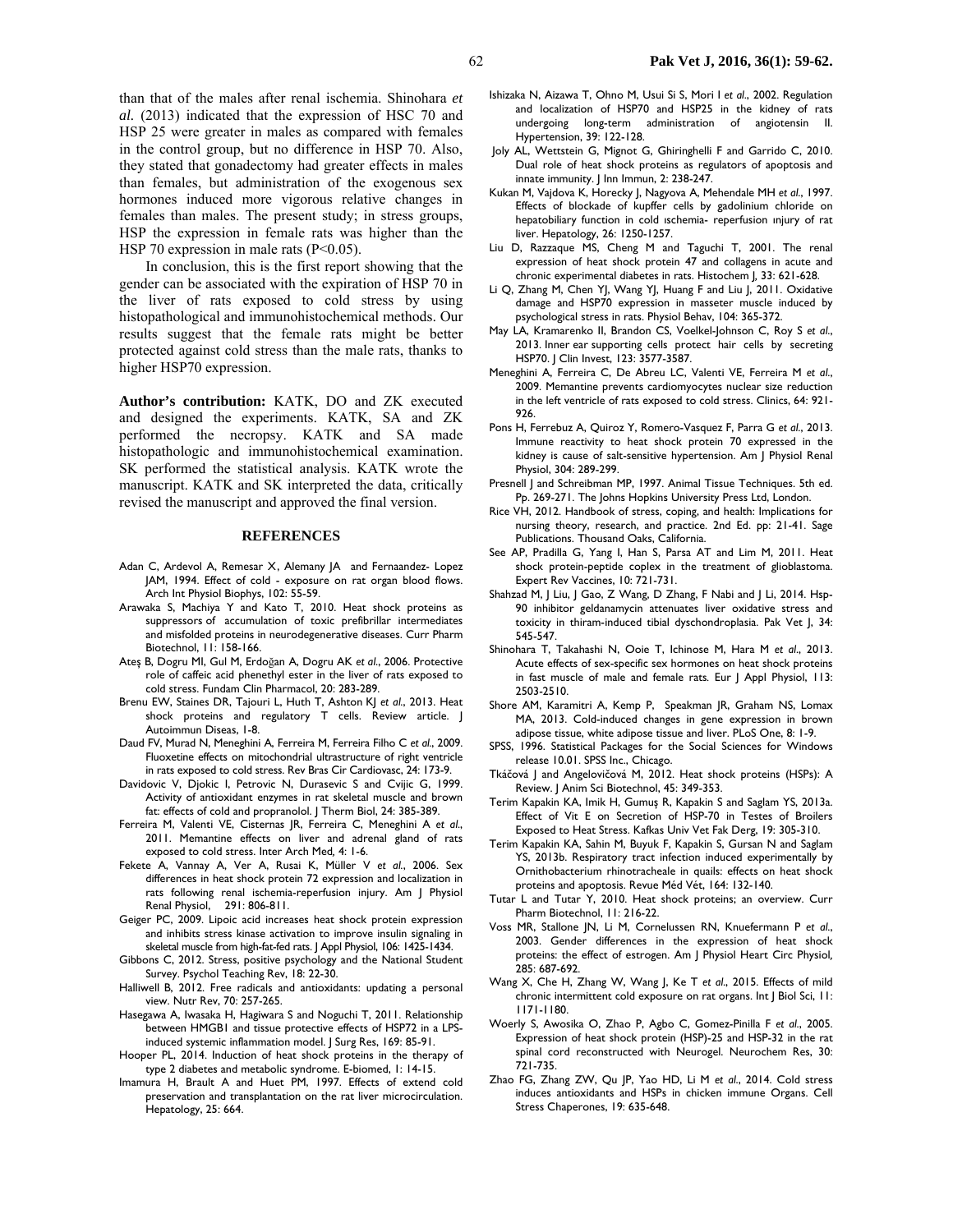than that of the males after renal ischemia. Shinohara *et al.* (2013) indicated that the expression of HSC 70 and HSP 25 were greater in males as compared with females in the control group, but no difference in HSP 70. Also, they stated that gonadectomy had greater effects in males than females, but administration of the exogenous sex hormones induced more vigorous relative changes in females than males. The present study; in stress groups, HSP the expression in female rats was higher than the HSP 70 expression in male rats ($P<0.05$).

In conclusion, this is the first report showing that the gender can be associated with the expiration of HSP 70 in the liver of rats exposed to cold stress by using histopathological and immunohistochemical methods. Our results suggest that the female rats might be better protected against cold stress than the male rats, thanks to higher HSP70 expression.

**Author's contribution:** KATK, DO and ZK executed and designed the experiments. KATK, SA and ZK performed the necropsy. KATK and SA made histopathologic and immunohistochemical examination. SK performed the statistical analysis. KATK wrote the manuscript. KATK and SK interpreted the data, critically revised the manuscript and approved the final version.

## REFERENCES

Adan C, Ardevol A, Remesar X, Alemany JA and Fernaandez- Lopez JAM, 1994. Effect of cold - exposure on rat organ blood flows. Arch Int Physiol Biophys, 102: 55-59.

Arawaka S, Machiya Y and Kato T, 2010. Heat shock proteins as suppressors of accumulation of toxic prefibrillar intermediates and misfolded proteins in neurodegenerative diseases. Curr Pharm Biotechnol, 11: 158-166.

Ateş B, Dogru MI, Gul M, Erdoğan A, Dogru AK *et al.*, 2006. Protective role of caffeic acid phenethyl ester in the liver of rats exposed to cold stress. Fundam Clin Pharmacol, 20: 283-289.

Brenu EW, Staines DR, Tajouri L, Huth T, Ashton KJ *et al.*, 2013. Heat shock proteins and regulatory T cells. Review article. J Autoimmun Diseas, 1-8.

Daud FV, Murad N, Meneghini A, Ferreira M, Ferreira Filho C *et al.*, 2009. Fluoxetine effects on mitochondrial ultrastructure of right ventricle in rats exposed to cold stress. Rev Bras Cir Cardiovasc, 24: 173-9.

Davidovic V, Djokic I, Petrovic N, Durasevic S and Cvijic G, 1999. Activity of antioxidant enzymes in rat skeletal muscle and brown fat: effects of cold and propranolol. J Therm Biol, 24: 385-389.

Ferreira M, Valenti VE, Cisternas JR, Ferreira C, Meneghini A *et al.*, 2011. Memantine effects on liver and adrenal gland of rats exposed to cold stress. Inter Arch Med, 4: 1-6.

Fekete A, Vannay A, Ver A, Rusai K, Müller V *et al.*, 2006. Sex differences in heat shock protein 72 expression and localization in rats following renal ischemia-reperfusion injury. Am J Physiol Renal Physiol, 291: 806-811.

Geiger PC, 2009. Lipoic acid increases heat shock protein expression and inhibits stress kinase activation to improve insulin signaling in skeletal muscle from high-fat-fed rats. J Appl Physiol, 106: 1425-1434.

Gibbons C, 2012. Stress, positive psychology and the National Student Survey. Psychol Teaching Rev, 18: 22-30.

Halliwell B, 2012. Free radicals and antioxidants: updating a personal view. Nutr Rev, 70: 257-265.

Hasegawa A, Iwasaka H, Hagiwara S and Noguchi T, 2011. Relationship between HMGB1 and tissue protective effects of HSP72 in a LPS-induced systemic inflammation model. J Surg Res, 169: 85-91.

Hooper PL, 2014. Induction of heat shock proteins in the therapy of type 2 diabetes and metabolic syndrome. E-biomed, 1: 14-15.

Imamura H, Brault A and Huet PM, 1997. Effects of extend cold preservation and transplantation on the rat liver microcirculation. Hepatology, 25: 664.

Ishizaka N, Aizawa T, Ohno M, Usui Si S, Mori I *et al.*, 2002. Regulation and localization of HSP70 and HSP25 in the kidney of rats undergoing long-term administration of angiotensin II. Hypertension, 39: 122-128.

Joly AL, Wettstein G, Mignot G, Ghiringhelli F and Garrido C, 2010. Dual role of heat shock proteins as regulators of apoptosis and innate immunity. J Inn Immun, 2: 238-247.

Kukan M, Vajdova K, Horecky J, Nagyova A, Mehendale MH *et al.*, 1997. Effects of blockade of kupffer cells by gadolinium chloride on hepatobiliary function in cold ıschemia- reperfusion ınjury of rat liver. Hepatology, 26: 1250-1257.

Liu D, Razzaque MS, Cheng M and Taguchi T, 2001. The renal expression of heat shock protein 47 and collagens in acute and chronic experimental diabetes in rats. Histochem J, 33: 621-628.

Li Q, Zhang M, Chen YJ, Wang YJ, Huang F and Liu J, 2011. Oxidative damage and HSP70 expression in masseter muscle induced by psychological stress in rats. Physiol Behav, 104: 365-372.

May LA, Kramarenko II, Brandon CS, Voelkel-Johnson C, Roy S *et al.*, 2013. Inner ear supporting cells protect hair cells by secreting HSP70. J Clin Invest, 123: 3577-3587.

Meneghini A, Ferreira C, De Abreu LC, Valenti VE, Ferreira M *et al.*, 2009. Memantine prevents cardiomyocytes nuclear size reduction in the left ventricle of rats exposed to cold stress. Clinics, 64: 921-926.

Pons H, Ferrebuz A, Quiroz Y, Romero-Vasquez F, Parra G *et al.*, 2013. Immune reactivity to heat shock protein 70 expressed in the kidney is cause of salt-sensitive hypertension. Am J Physiol Renal Physiol, 304: 289-299.

Presnell J and Schreibman MP, 1997. Animal Tissue Techniques. 5th ed. Pp. 269-271. The Johns Hopkins University Press Ltd, London.

Rice VH, 2012. Handbook of stress, coping, and health: Implications for nursing theory, research, and practice. 2nd Ed. pp: 21-41. Sage Publications. Thousand Oaks, California.

See AP, Pradilla G, Yang I, Han S, Parsa AT and Lim M, 2011. Heat shock protein-peptide coplex in the treatment of glioblastoma. Expert Rev Vaccines, 10: 721-731.

Shahzad M, J Liu, J Gao, Z Wang, D Zhang, F Nabi and J Li, 2014. Hsp-90 inhibitor geldanamycin attenuates liver oxidative stress and toxicity in thiram-induced tibial dyschondroplasia. Pak Vet J, 34: 545-547.

Shinohara T, Takahashi N, Ooie T, Ichinose M, Hara M *et al.*, 2013. Acute effects of sex-specific sex hormones on heat shock proteins in fast muscle of male and female rats. Eur J Appl Physiol, 113: 2503-2510.

Shore AM, Karamitri A, Kemp P, Speakman JR, Graham NS, Lomax MA, 2013. Cold-induced changes in gene expression in brown adipose tissue, white adipose tissue and liver. PLoS One, 8: 1-9.

SPSS, 1996. Statistical Packages for the Social Sciences for Windows release 10.01. SPSS Inc., Chicago.

Tkáčová J and Angelovičová M, 2012. Heat shock proteins (HSPs): A Review. J Anim Sci Biotechnol, 45: 349-353.

Terim Kapakin KA, Imik H, Gumuş R, Kapakin S and Saglam YS, 2013a. Effect of Vit E on Secretion of HSP-70 in Testes of Broilers Exposed to Heat Stress. Kafkas Univ Vet Fak Derg, 19: 305-310.

Terim Kapakin KA, Sahin M, Buyuk F, Kapakin S, Gursan N and Saglam YS, 2013b. Respiratory tract infection induced experimentally by Ornithobacterium rhinotracheale in quails: effects on heat shock proteins and apoptosis. Revue Méd Vét, 164: 132-140.

Tutar L and Tutar Y, 2010. Heat shock proteins; an overview. Curr Pharm Biotechnol, 11: 216-22.

Voss MR, Stallone JN, Li M, Cornelussen RN, Knuefermann P *et al.*, 2003. Gender differences in the expression of heat shock proteins: the effect of estrogen. Am J Physiol Heart Circ Physiol, 285: 687-692.

Wang X, Che H, Zhang W, Wang J, Ke T *et al.*, 2015. Effects of mild chronic intermittent cold exposure on rat organs. Int J Biol Sci, 11: 1171-1180.

Woerly S, Awosika O, Zhao P, Agbo C, Gomez-Pinilla F *et al.*, 2005. Expression of heat shock protein (HSP)-25 and HSP-32 in the rat spinal cord reconstructed with Neurogel. Neurochem Res, 30: 721-735.

Zhao FG, Zhang ZW, Qu JP, Yao HD, Li M *et al.*, 2014. Cold stress induces antioxidants and HSPs in chicken immune Organs. Cell Stress Chaperones, 19: 635-648.